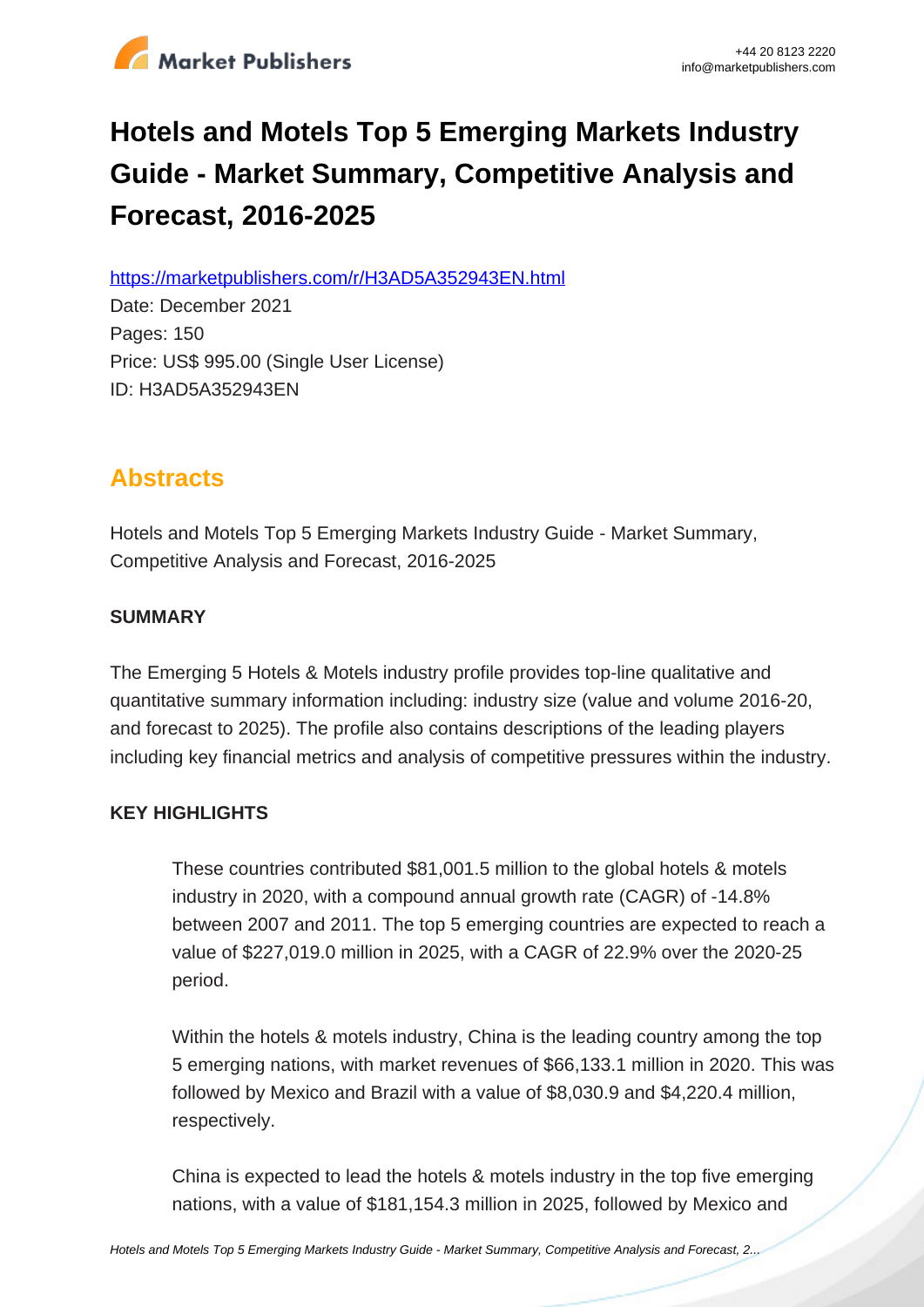# Hotels and Motels Top 5 Emerging Markets Industry Guide - Market Summary, Competitive Analysis and Forecast, 2016-2025

https://marketpublishers.com/r/H3AD5A352943EN.html

Date: December 2021

Pages: 150

Price: US$ 995.00 (Single User License)

ID: H3AD5A352943EN

## Abstracts

Hotels and Motels Top 5 Emerging Markets Industry Guide - Market Summary, Competitive Analysis and Forecast, 2016-2025

**SUMMARY**

The Emerging 5 Hotels & Motels industry profile provides top-line qualitative and quantitative summary information including: industry size (value and volume 2016-20, and forecast to 2025). The profile also contains descriptions of the leading players including key financial metrics and analysis of competitive pressures within the industry.

**KEY HIGHLIGHTS**

These countries contributed $81,001.5 million to the global hotels & motels industry in 2020, with a compound annual growth rate (CAGR) of -14.8% between 2007 and 2011. The top 5 emerging countries are expected to reach a value of $227,019.0 million in 2025, with a CAGR of 22.9% over the 2020-25 period.

Within the hotels & motels industry, China is the leading country among the top 5 emerging nations, with market revenues of $66,133.1 million in 2020. This was followed by Mexico and Brazil with a value of $8,030.9 and $4,220.4 million, respectively.

China is expected to lead the hotels & motels industry in the top five emerging nations, with a value of $181,154.3 million in 2025, followed by Mexico and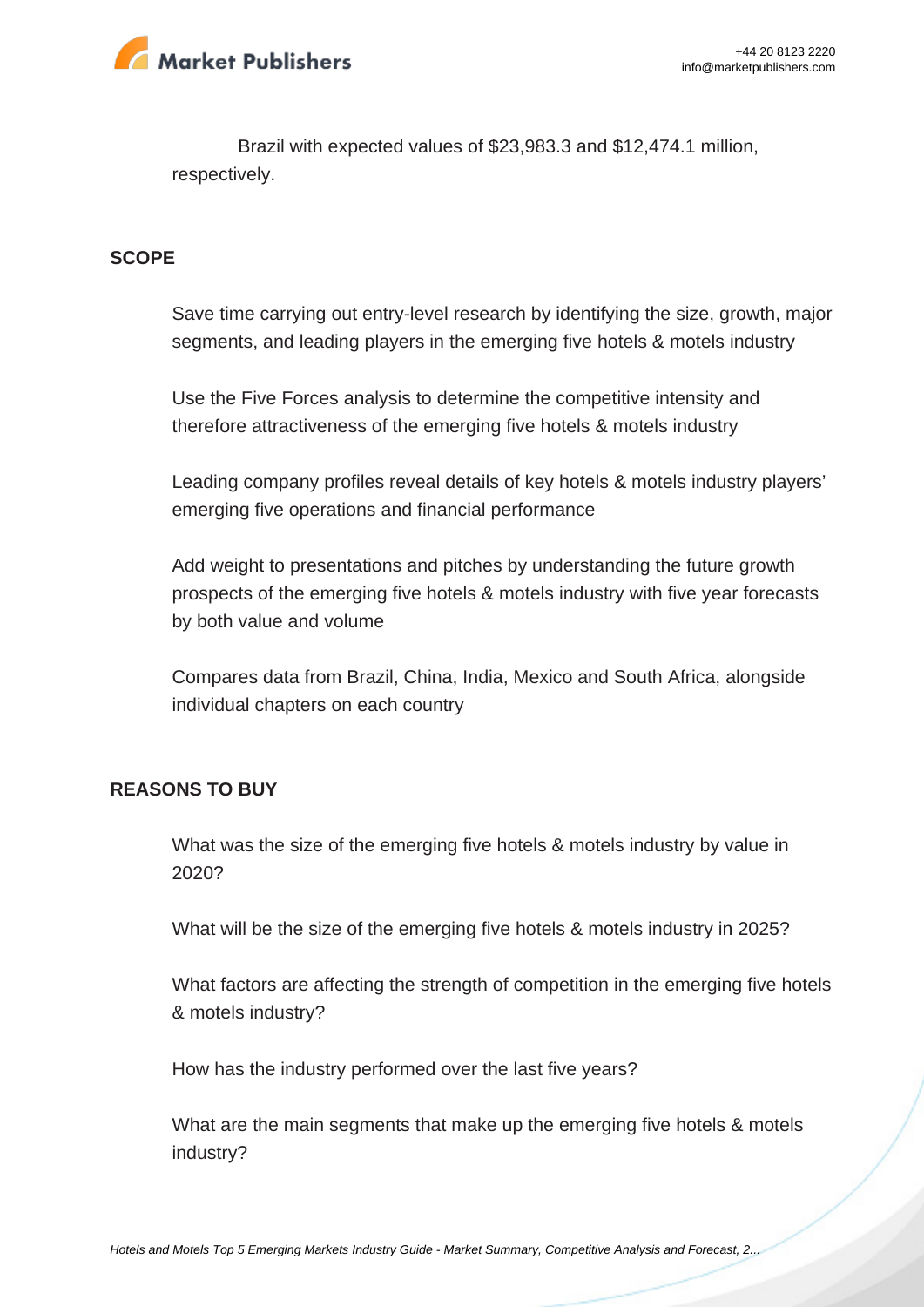Brazil with expected values of $23,983.3 and $12,474.1 million, respectively.

## SCOPE

Save time carrying out entry-level research by identifying the size, growth, major segments, and leading players in the emerging five hotels & motels industry

Use the Five Forces analysis to determine the competitive intensity and therefore attractiveness of the emerging five hotels & motels industry

Leading company profiles reveal details of key hotels & motels industry players' emerging five operations and financial performance

Add weight to presentations and pitches by understanding the future growth prospects of the emerging five hotels & motels industry with five year forecasts by both value and volume

Compares data from Brazil, China, India, Mexico and South Africa, alongside individual chapters on each country

## REASONS TO BUY

What was the size of the emerging five hotels & motels industry by value in 2020?

What will be the size of the emerging five hotels & motels industry in 2025?

What factors are affecting the strength of competition in the emerging five hotels & motels industry?

How has the industry performed over the last five years?

What are the main segments that make up the emerging five hotels & motels industry?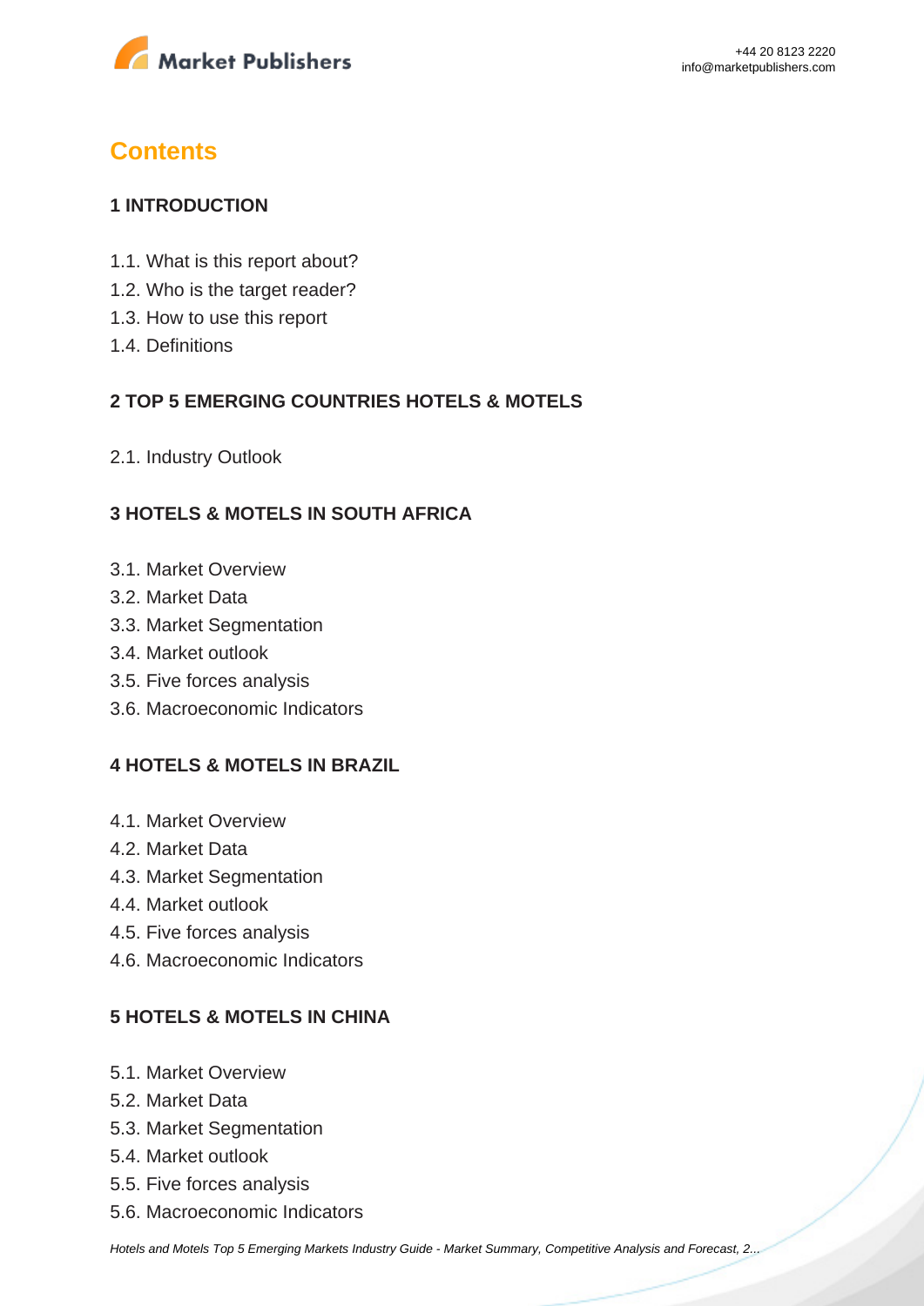# Contents

## 1 INTRODUCTION

1.1. What is this report about?
1.2. Who is the target reader?
1.3. How to use this report
1.4. Definitions

## 2 TOP 5 EMERGING COUNTRIES HOTELS & MOTELS

2.1. Industry Outlook

## 3 HOTELS & MOTELS IN SOUTH AFRICA

3.1. Market Overview
3.2. Market Data
3.3. Market Segmentation
3.4. Market outlook
3.5. Five forces analysis
3.6. Macroeconomic Indicators

## 4 HOTELS & MOTELS IN BRAZIL

4.1. Market Overview
4.2. Market Data
4.3. Market Segmentation
4.4. Market outlook
4.5. Five forces analysis
4.6. Macroeconomic Indicators

## 5 HOTELS & MOTELS IN CHINA

5.1. Market Overview
5.2. Market Data
5.3. Market Segmentation
5.4. Market outlook
5.5. Five forces analysis
5.6. Macroeconomic Indicators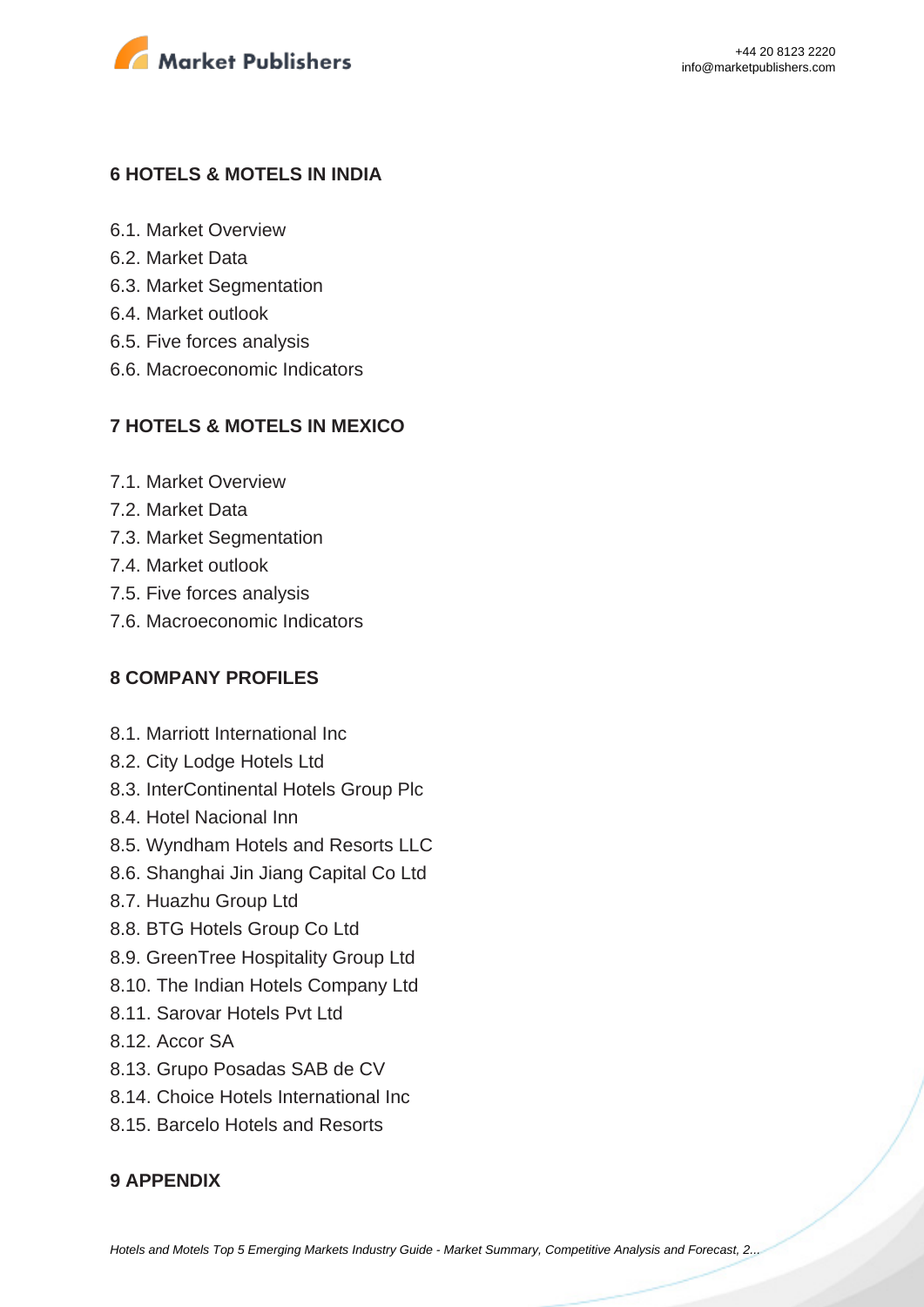## 6 HOTELS & MOTELS IN INDIA

6.1. Market Overview
6.2. Market Data
6.3. Market Segmentation
6.4. Market outlook
6.5. Five forces analysis
6.6. Macroeconomic Indicators

## 7 HOTELS & MOTELS IN MEXICO

7.1. Market Overview
7.2. Market Data
7.3. Market Segmentation
7.4. Market outlook
7.5. Five forces analysis
7.6. Macroeconomic Indicators

## 8 COMPANY PROFILES

8.1. Marriott International Inc
8.2. City Lodge Hotels Ltd
8.3. InterContinental Hotels Group Plc
8.4. Hotel Nacional Inn
8.5. Wyndham Hotels and Resorts LLC
8.6. Shanghai Jin Jiang Capital Co Ltd
8.7. Huazhu Group Ltd
8.8. BTG Hotels Group Co Ltd
8.9. GreenTree Hospitality Group Ltd
8.10. The Indian Hotels Company Ltd
8.11. Sarovar Hotels Pvt Ltd
8.12. Accor SA
8.13. Grupo Posadas SAB de CV
8.14. Choice Hotels International Inc
8.15. Barcelo Hotels and Resorts

## 9 APPENDIX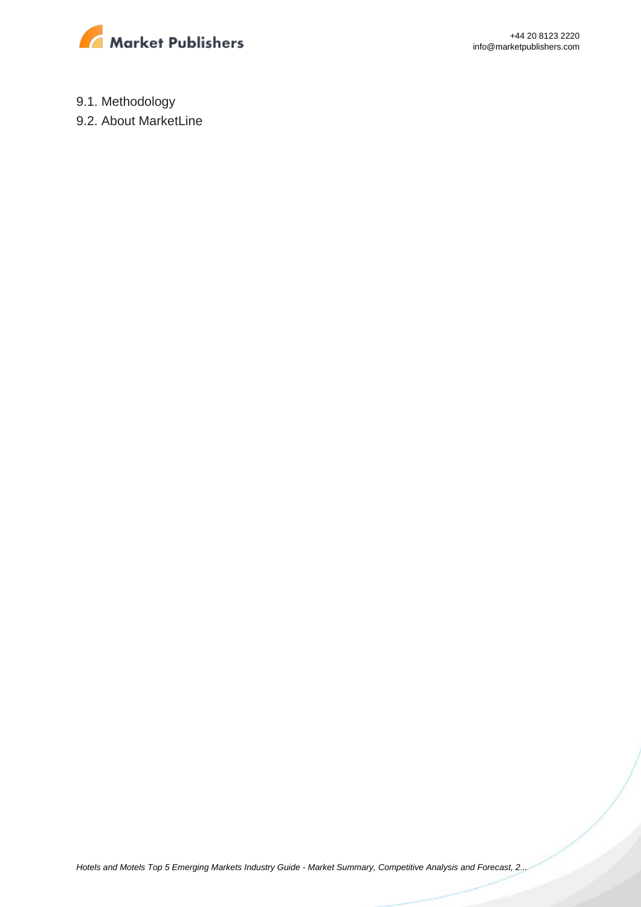9.1. Methodology

9.2. About MarketLine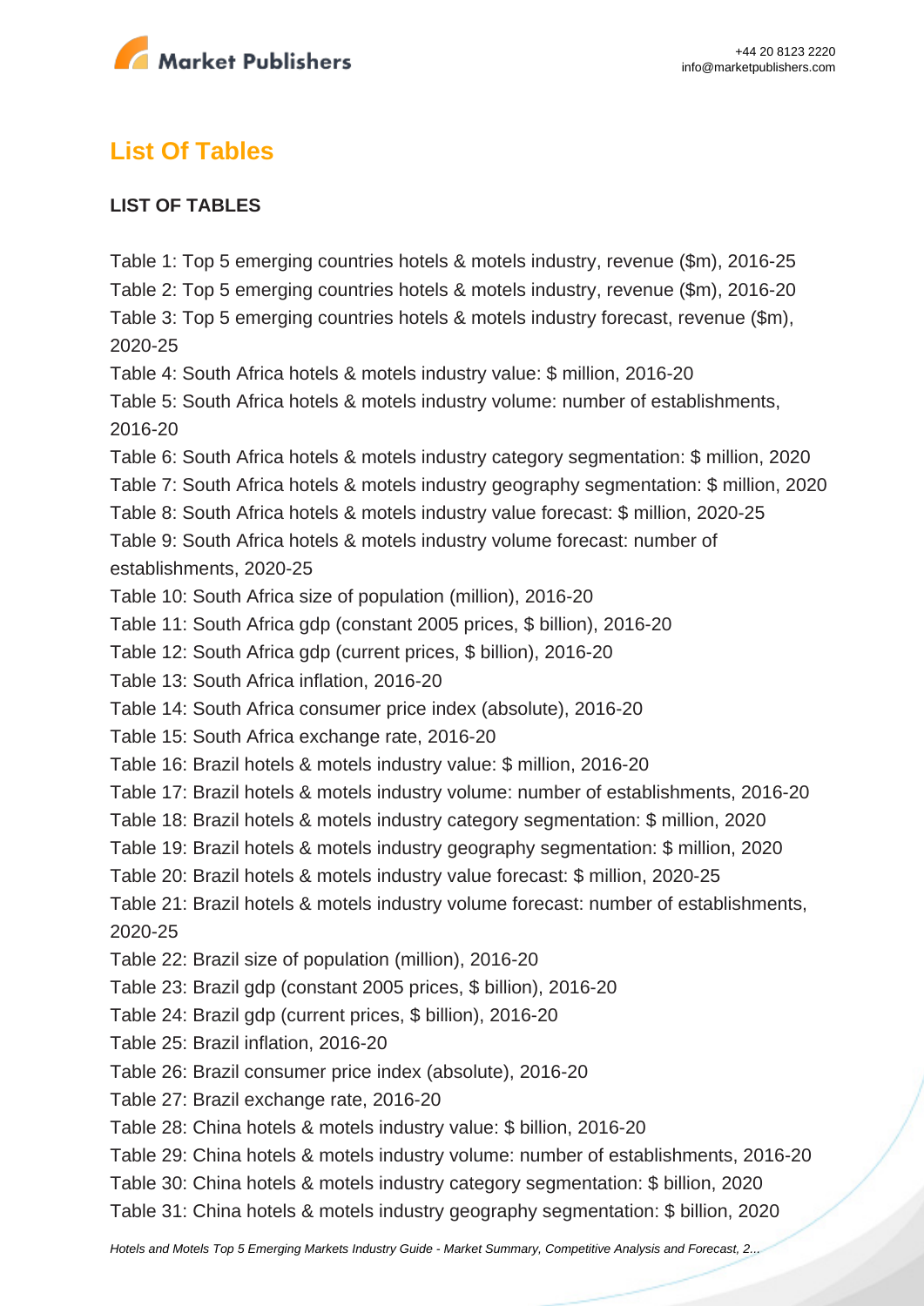## List Of Tables

**LIST OF TABLES**

Table 1: Top 5 emerging countries hotels & motels industry, revenue ($m), 2016-25
Table 2: Top 5 emerging countries hotels & motels industry, revenue ($m), 2016-20
Table 3: Top 5 emerging countries hotels & motels industry forecast, revenue ($m), 2020-25
Table 4: South Africa hotels & motels industry value: $ million, 2016-20
Table 5: South Africa hotels & motels industry volume: number of establishments, 2016-20
Table 6: South Africa hotels & motels industry category segmentation: $ million, 2020
Table 7: South Africa hotels & motels industry geography segmentation: $ million, 2020
Table 8: South Africa hotels & motels industry value forecast: $ million, 2020-25
Table 9: South Africa hotels & motels industry volume forecast: number of establishments, 2020-25
Table 10: South Africa size of population (million), 2016-20
Table 11: South Africa gdp (constant 2005 prices, $ billion), 2016-20
Table 12: South Africa gdp (current prices, $ billion), 2016-20
Table 13: South Africa inflation, 2016-20
Table 14: South Africa consumer price index (absolute), 2016-20
Table 15: South Africa exchange rate, 2016-20
Table 16: Brazil hotels & motels industry value: $ million, 2016-20
Table 17: Brazil hotels & motels industry volume: number of establishments, 2016-20
Table 18: Brazil hotels & motels industry category segmentation: $ million, 2020
Table 19: Brazil hotels & motels industry geography segmentation: $ million, 2020
Table 20: Brazil hotels & motels industry value forecast: $ million, 2020-25
Table 21: Brazil hotels & motels industry volume forecast: number of establishments, 2020-25
Table 22: Brazil size of population (million), 2016-20
Table 23: Brazil gdp (constant 2005 prices, $ billion), 2016-20
Table 24: Brazil gdp (current prices, $ billion), 2016-20
Table 25: Brazil inflation, 2016-20
Table 26: Brazil consumer price index (absolute), 2016-20
Table 27: Brazil exchange rate, 2016-20
Table 28: China hotels & motels industry value: $ billion, 2016-20
Table 29: China hotels & motels industry volume: number of establishments, 2016-20
Table 30: China hotels & motels industry category segmentation: $ billion, 2020
Table 31: China hotels & motels industry geography segmentation: $ billion, 2020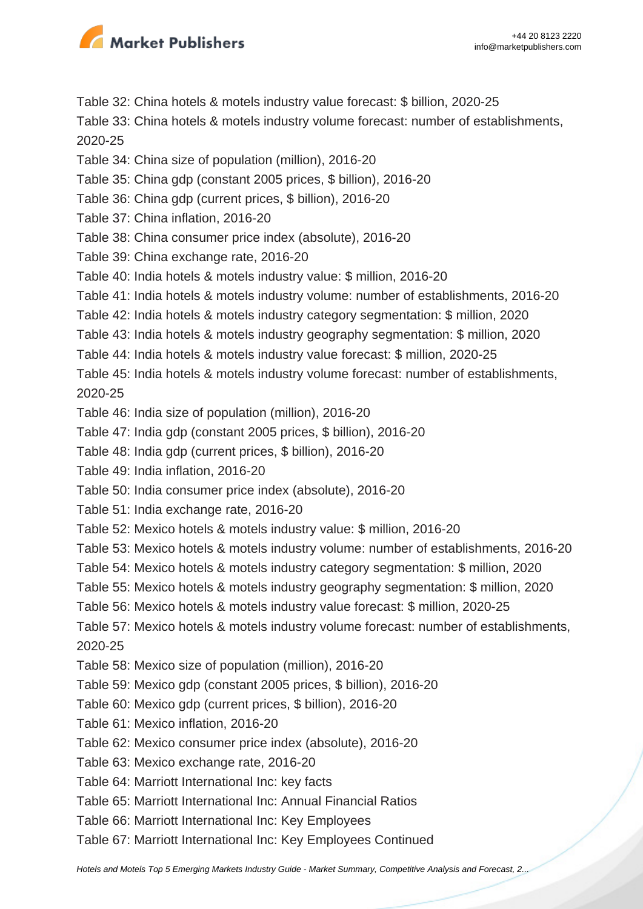Table 32: China hotels & motels industry value forecast: $ billion, 2020-25
Table 33: China hotels & motels industry volume forecast: number of establishments, 2020-25
Table 34: China size of population (million), 2016-20
Table 35: China gdp (constant 2005 prices, $ billion), 2016-20
Table 36: China gdp (current prices, $ billion), 2016-20
Table 37: China inflation, 2016-20
Table 38: China consumer price index (absolute), 2016-20
Table 39: China exchange rate, 2016-20
Table 40: India hotels & motels industry value: $ million, 2016-20
Table 41: India hotels & motels industry volume: number of establishments, 2016-20
Table 42: India hotels & motels industry category segmentation: $ million, 2020
Table 43: India hotels & motels industry geography segmentation: $ million, 2020
Table 44: India hotels & motels industry value forecast: $ million, 2020-25
Table 45: India hotels & motels industry volume forecast: number of establishments, 2020-25
Table 46: India size of population (million), 2016-20
Table 47: India gdp (constant 2005 prices, $ billion), 2016-20
Table 48: India gdp (current prices, $ billion), 2016-20
Table 49: India inflation, 2016-20
Table 50: India consumer price index (absolute), 2016-20
Table 51: India exchange rate, 2016-20
Table 52: Mexico hotels & motels industry value: $ million, 2016-20
Table 53: Mexico hotels & motels industry volume: number of establishments, 2016-20
Table 54: Mexico hotels & motels industry category segmentation: $ million, 2020
Table 55: Mexico hotels & motels industry geography segmentation: $ million, 2020
Table 56: Mexico hotels & motels industry value forecast: $ million, 2020-25
Table 57: Mexico hotels & motels industry volume forecast: number of establishments, 2020-25
Table 58: Mexico size of population (million), 2016-20
Table 59: Mexico gdp (constant 2005 prices, $ billion), 2016-20
Table 60: Mexico gdp (current prices, $ billion), 2016-20
Table 61: Mexico inflation, 2016-20
Table 62: Mexico consumer price index (absolute), 2016-20
Table 63: Mexico exchange rate, 2016-20
Table 64: Marriott International Inc: key facts
Table 65: Marriott International Inc: Annual Financial Ratios
Table 66: Marriott International Inc: Key Employees
Table 67: Marriott International Inc: Key Employees Continued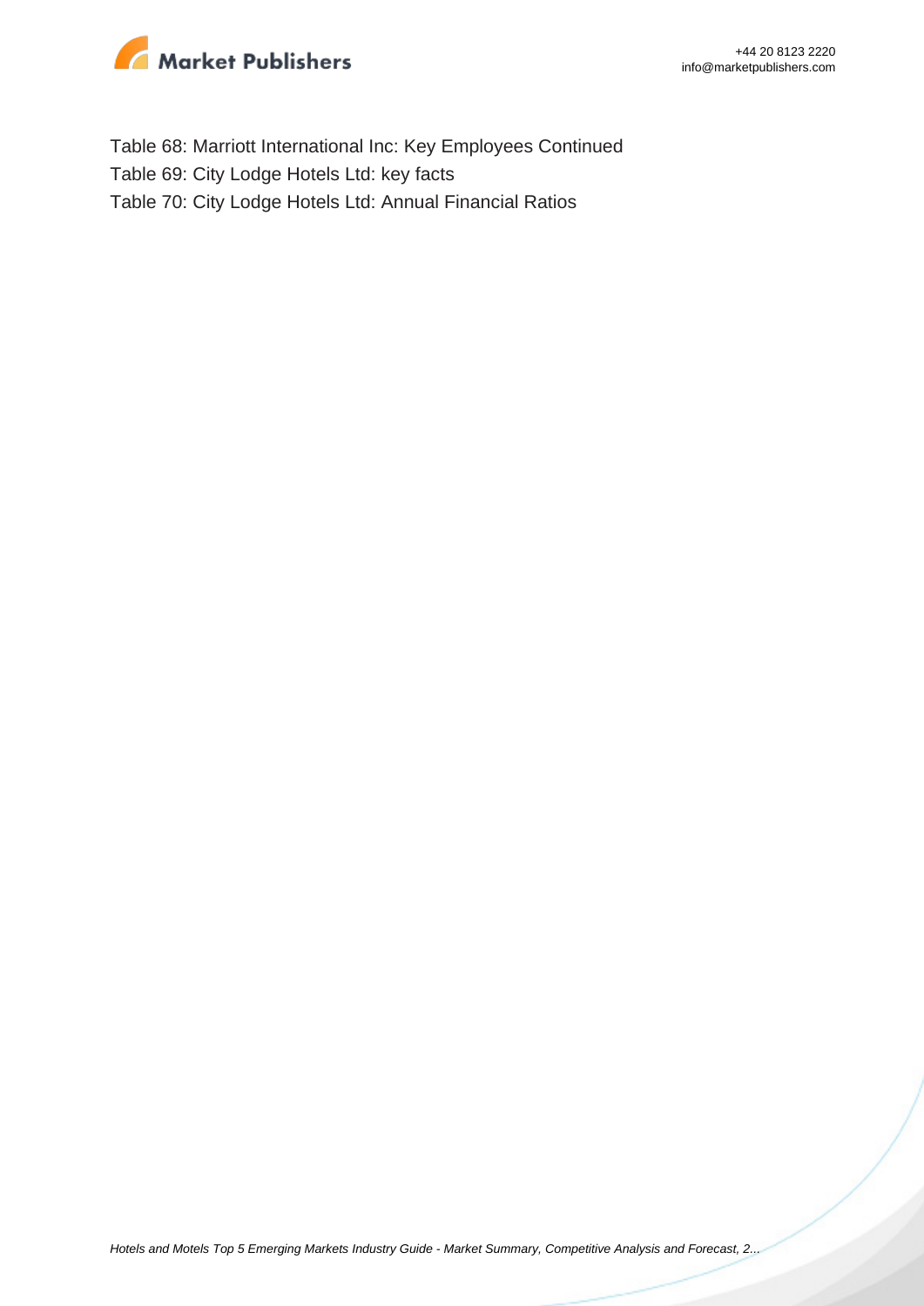Table 68: Marriott International Inc: Key Employees Continued
Table 69: City Lodge Hotels Ltd: key facts
Table 70: City Lodge Hotels Ltd: Annual Financial Ratios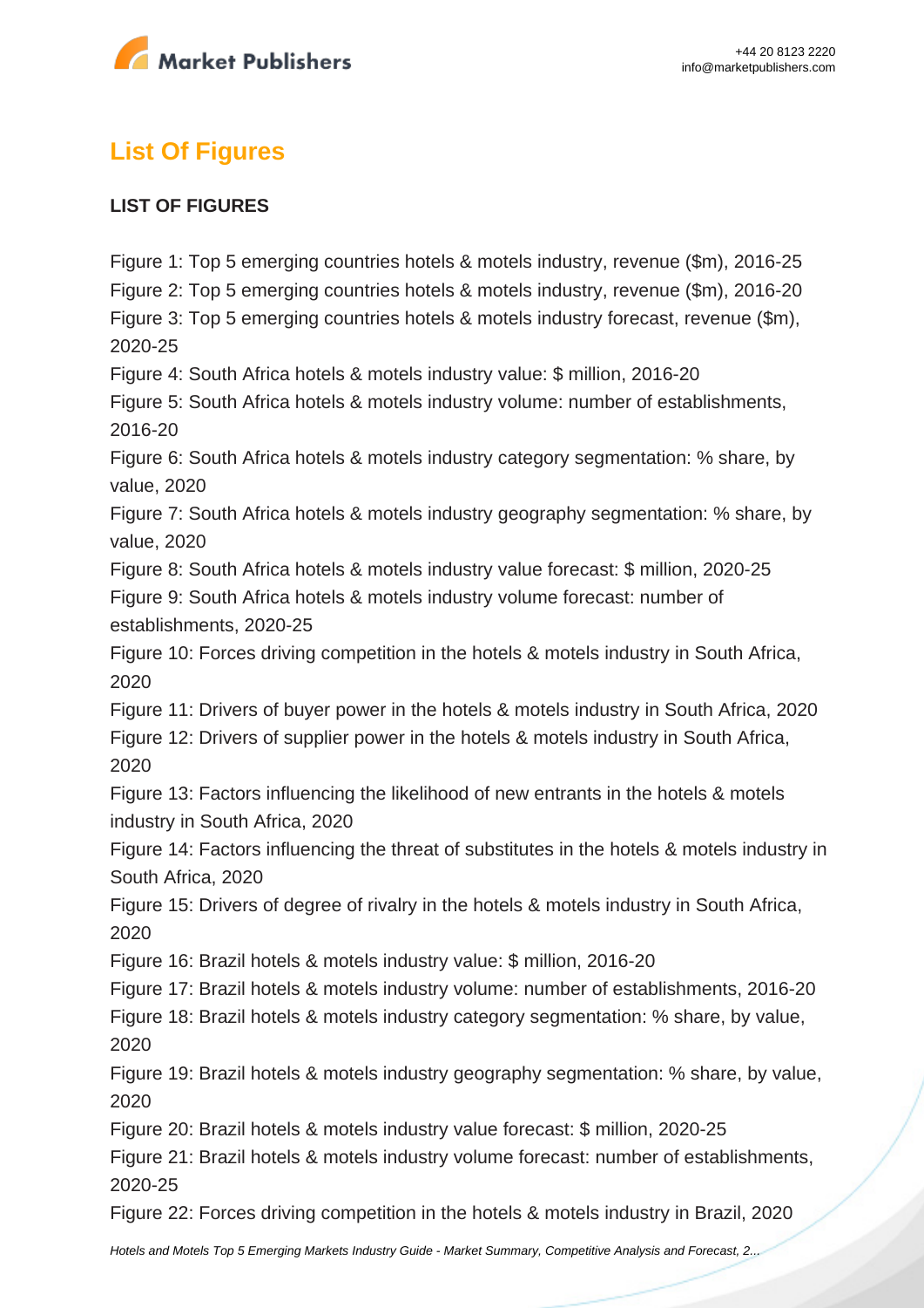## List Of Figures

**LIST OF FIGURES**

Figure 1: Top 5 emerging countries hotels & motels industry, revenue ($m), 2016-25
Figure 2: Top 5 emerging countries hotels & motels industry, revenue ($m), 2016-20
Figure 3: Top 5 emerging countries hotels & motels industry forecast, revenue ($m), 2020-25
Figure 4: South Africa hotels & motels industry value: $ million, 2016-20
Figure 5: South Africa hotels & motels industry volume: number of establishments, 2016-20
Figure 6: South Africa hotels & motels industry category segmentation: % share, by value, 2020
Figure 7: South Africa hotels & motels industry geography segmentation: % share, by value, 2020
Figure 8: South Africa hotels & motels industry value forecast: $ million, 2020-25
Figure 9: South Africa hotels & motels industry volume forecast: number of establishments, 2020-25
Figure 10: Forces driving competition in the hotels & motels industry in South Africa, 2020
Figure 11: Drivers of buyer power in the hotels & motels industry in South Africa, 2020
Figure 12: Drivers of supplier power in the hotels & motels industry in South Africa, 2020
Figure 13: Factors influencing the likelihood of new entrants in the hotels & motels industry in South Africa, 2020
Figure 14: Factors influencing the threat of substitutes in the hotels & motels industry in South Africa, 2020
Figure 15: Drivers of degree of rivalry in the hotels & motels industry in South Africa, 2020
Figure 16: Brazil hotels & motels industry value: $ million, 2016-20
Figure 17: Brazil hotels & motels industry volume: number of establishments, 2016-20
Figure 18: Brazil hotels & motels industry category segmentation: % share, by value, 2020
Figure 19: Brazil hotels & motels industry geography segmentation: % share, by value, 2020
Figure 20: Brazil hotels & motels industry value forecast: $ million, 2020-25
Figure 21: Brazil hotels & motels industry volume forecast: number of establishments, 2020-25
Figure 22: Forces driving competition in the hotels & motels industry in Brazil, 2020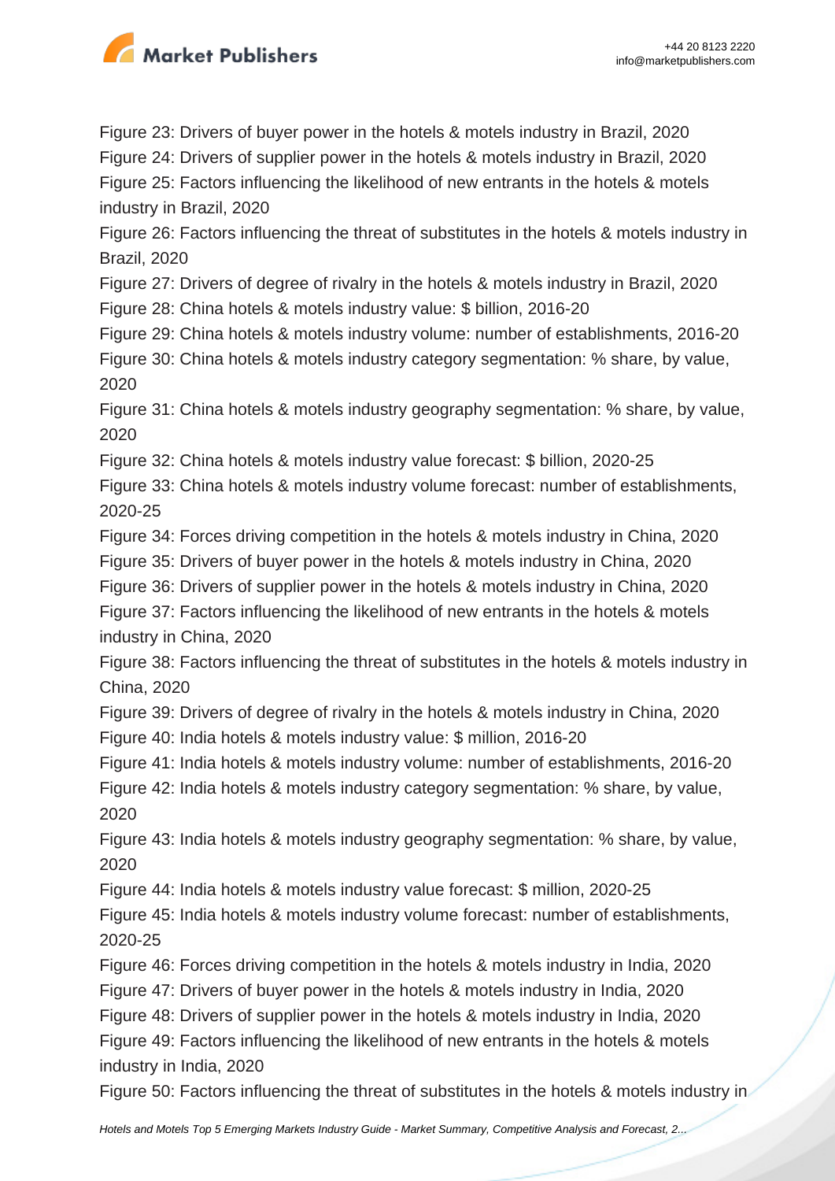Figure 23: Drivers of buyer power in the hotels & motels industry in Brazil, 2020
Figure 24: Drivers of supplier power in the hotels & motels industry in Brazil, 2020
Figure 25: Factors influencing the likelihood of new entrants in the hotels & motels industry in Brazil, 2020
Figure 26: Factors influencing the threat of substitutes in the hotels & motels industry in Brazil, 2020
Figure 27: Drivers of degree of rivalry in the hotels & motels industry in Brazil, 2020
Figure 28: China hotels & motels industry value: $ billion, 2016-20
Figure 29: China hotels & motels industry volume: number of establishments, 2016-20
Figure 30: China hotels & motels industry category segmentation: % share, by value, 2020
Figure 31: China hotels & motels industry geography segmentation: % share, by value, 2020
Figure 32: China hotels & motels industry value forecast: $ billion, 2020-25
Figure 33: China hotels & motels industry volume forecast: number of establishments, 2020-25
Figure 34: Forces driving competition in the hotels & motels industry in China, 2020
Figure 35: Drivers of buyer power in the hotels & motels industry in China, 2020
Figure 36: Drivers of supplier power in the hotels & motels industry in China, 2020
Figure 37: Factors influencing the likelihood of new entrants in the hotels & motels industry in China, 2020
Figure 38: Factors influencing the threat of substitutes in the hotels & motels industry in China, 2020
Figure 39: Drivers of degree of rivalry in the hotels & motels industry in China, 2020
Figure 40: India hotels & motels industry value: $ million, 2016-20
Figure 41: India hotels & motels industry volume: number of establishments, 2016-20
Figure 42: India hotels & motels industry category segmentation: % share, by value, 2020
Figure 43: India hotels & motels industry geography segmentation: % share, by value, 2020
Figure 44: India hotels & motels industry value forecast: $ million, 2020-25
Figure 45: India hotels & motels industry volume forecast: number of establishments, 2020-25
Figure 46: Forces driving competition in the hotels & motels industry in India, 2020
Figure 47: Drivers of buyer power in the hotels & motels industry in India, 2020
Figure 48: Drivers of supplier power in the hotels & motels industry in India, 2020
Figure 49: Factors influencing the likelihood of new entrants in the hotels & motels industry in India, 2020
Figure 50: Factors influencing the threat of substitutes in the hotels & motels industry in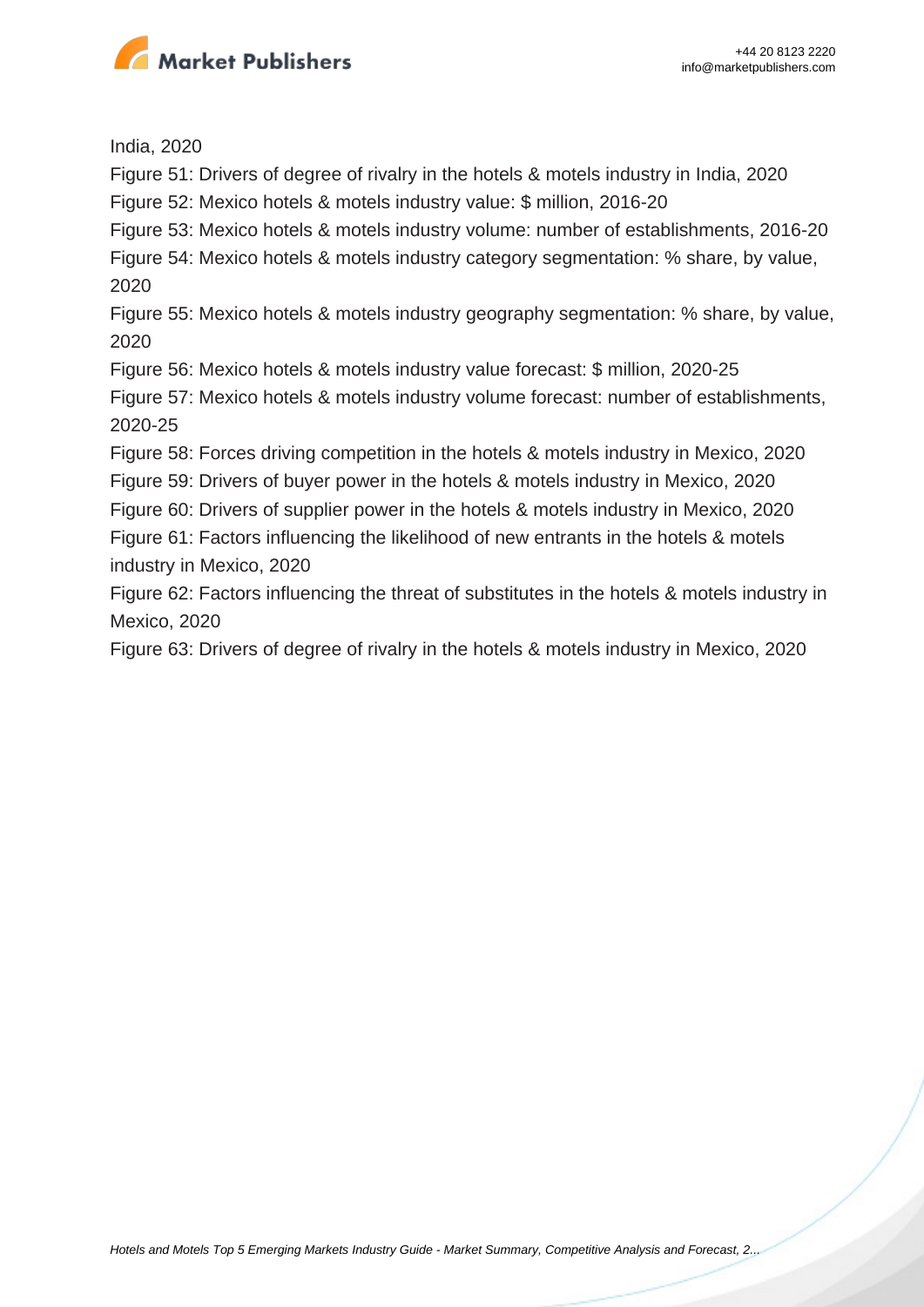India, 2020

Figure 51: Drivers of degree of rivalry in the hotels & motels industry in India, 2020

Figure 52: Mexico hotels & motels industry value: $ million, 2016-20

Figure 53: Mexico hotels & motels industry volume: number of establishments, 2016-20

Figure 54: Mexico hotels & motels industry category segmentation: % share, by value, 2020

Figure 55: Mexico hotels & motels industry geography segmentation: % share, by value, 2020

Figure 56: Mexico hotels & motels industry value forecast: $ million, 2020-25

Figure 57: Mexico hotels & motels industry volume forecast: number of establishments, 2020-25

Figure 58: Forces driving competition in the hotels & motels industry in Mexico, 2020

Figure 59: Drivers of buyer power in the hotels & motels industry in Mexico, 2020

Figure 60: Drivers of supplier power in the hotels & motels industry in Mexico, 2020

Figure 61: Factors influencing the likelihood of new entrants in the hotels & motels industry in Mexico, 2020

Figure 62: Factors influencing the threat of substitutes in the hotels & motels industry in Mexico, 2020

Figure 63: Drivers of degree of rivalry in the hotels & motels industry in Mexico, 2020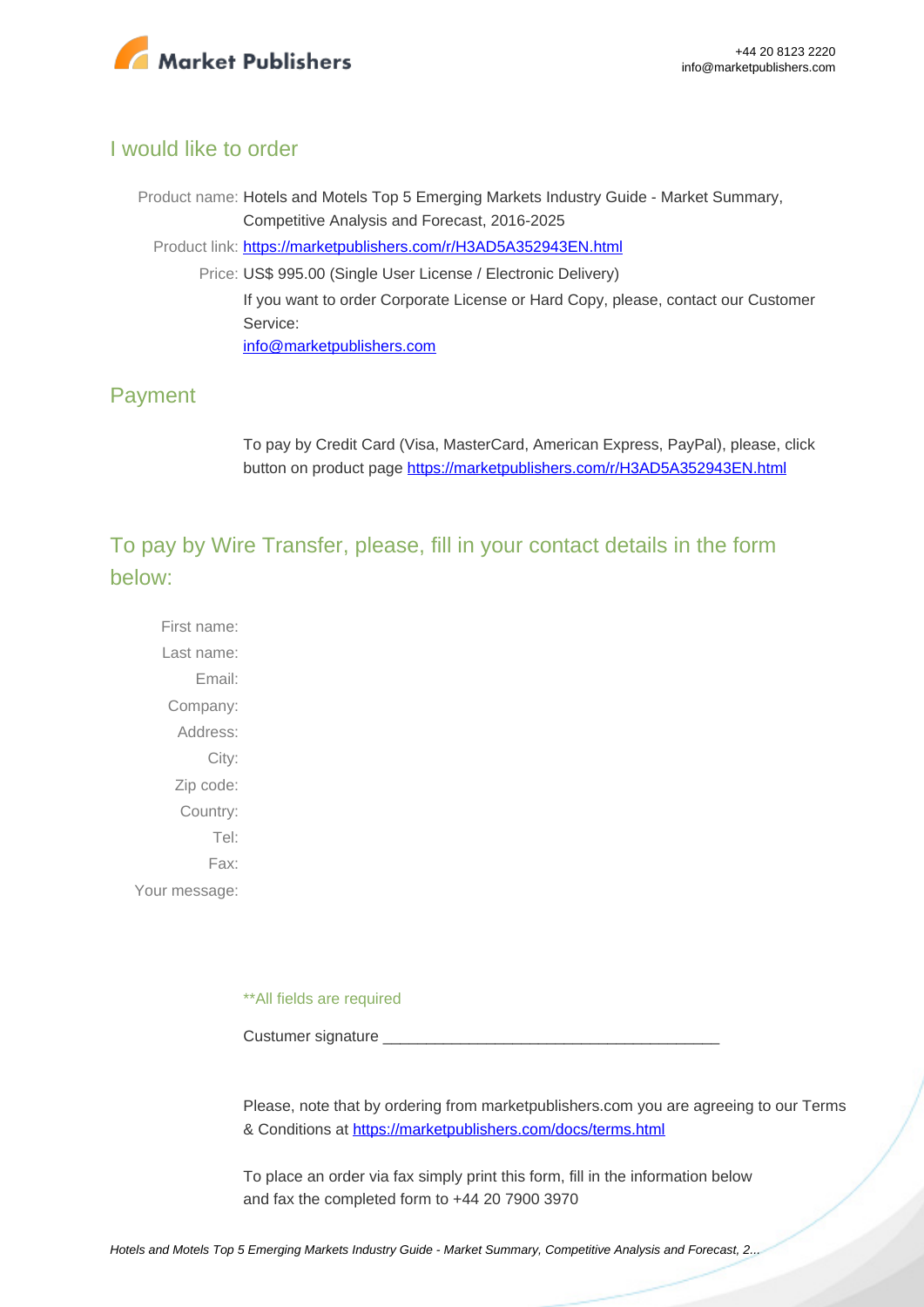## I would like to order

Product name: Hotels and Motels Top 5 Emerging Markets Industry Guide - Market Summary, Competitive Analysis and Forecast, 2016-2025

Product link: [https://marketpublishers.com/r/H3AD5A352943EN.html](https://marketpublishers.com/r/H3AD5A352943EN.html)

Price: US$ 995.00 (Single User License / Electronic Delivery)

If you want to order Corporate License or Hard Copy, please, contact our Customer Service:

[info@marketpublishers.com](mailto:info@marketpublishers.com)

## Payment

To pay by Credit Card (Visa, MasterCard, American Express, PayPal), please, click button on product page [https://marketpublishers.com/r/H3AD5A352943EN.html](https://marketpublishers.com/r/H3AD5A352943EN.html)

## To pay by Wire Transfer, please, fill in your contact details in the form below:

First name:

Last name:

Email:

Company:

Address:

City:

Zip code:

Country:

Tel:

Fax:

Your message:

**All fields are required

Custumer signature _______________________________________

Please, note that by ordering from marketpublishers.com you are agreeing to our Terms & Conditions at [https://marketpublishers.com/docs/terms.html](https://marketpublishers.com/docs/terms.html)

To place an order via fax simply print this form, fill in the information below and fax the completed form to +44 20 7900 3970